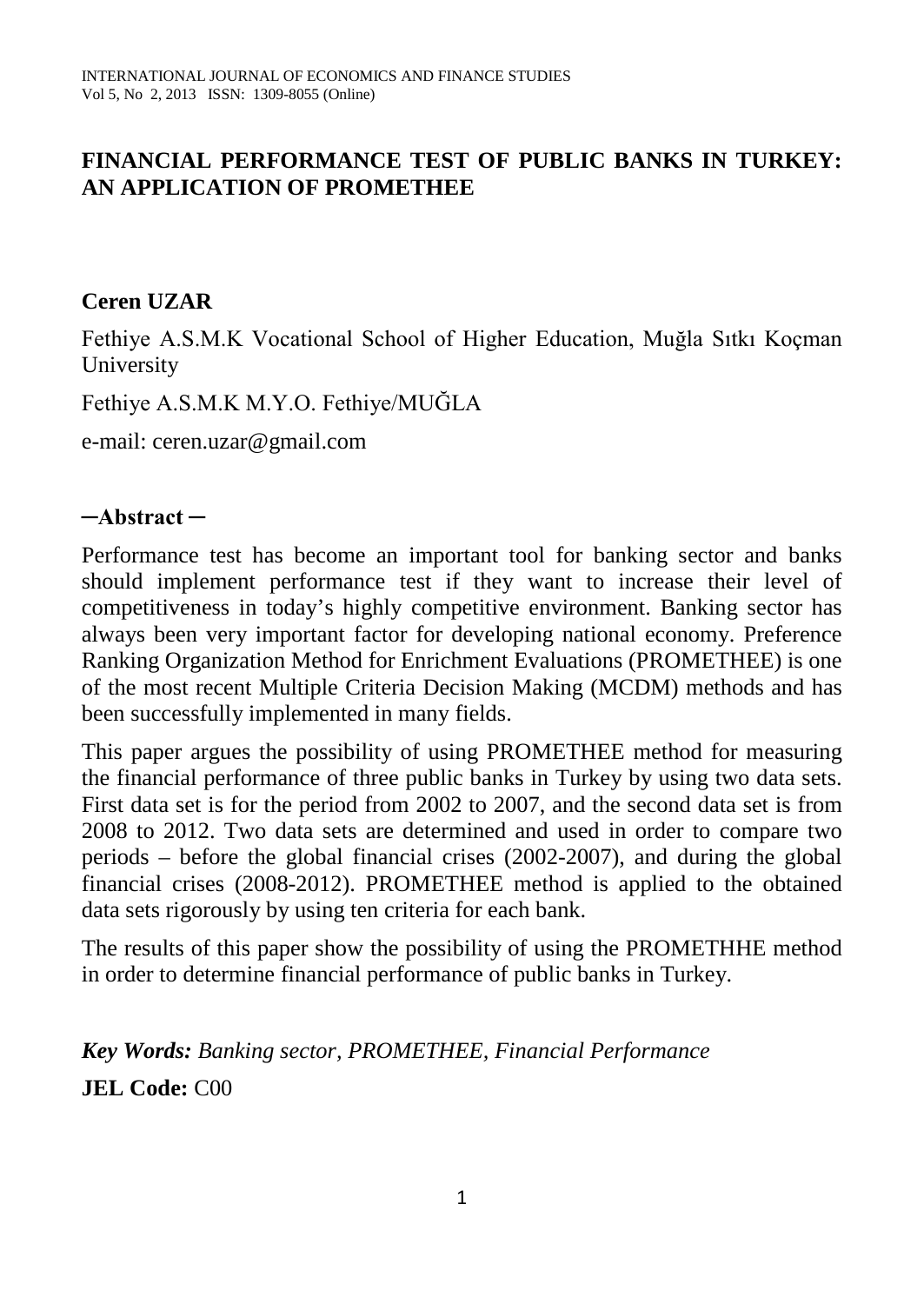# FINANCIAL PERFORMANCE TEST OF PUBLIC BANKS IN TURKEY: AN APPLICATION OF PROMETHEE

**Ceren UZAR**

Fethiye A.S.M.K Vocational School of Higher Education, Muğla Sıtkı Koçman University

Fethiye A.S.M.K M.Y.O. Fethiye/MUĞLA

e-mail: ceren.uzar@gmail.com

**─Abstract ─**

Performance test has become an important tool for banking sector and banks should implement performance test if they want to increase their level of competitiveness in today's highly competitive environment. Banking sector has always been very important factor for developing national economy. Preference Ranking Organization Method for Enrichment Evaluations (PROMETHEE) is one of the most recent Multiple Criteria Decision Making (MCDM) methods and has been successfully implemented in many fields.

This paper argues the possibility of using PROMETHEE method for measuring the financial performance of three public banks in Turkey by using two data sets. First data set is for the period from 2002 to 2007, and the second data set is from 2008 to 2012. Two data sets are determined and used in order to compare two periods – before the global financial crises (2002-2007), and during the global financial crises (2008-2012). PROMETHEE method is applied to the obtained data sets rigorously by using ten criteria for each bank.

The results of this paper show the possibility of using the PROMETHHE method in order to determine financial performance of public banks in Turkey.

***Key Words:*** *Banking sector, PROMETHEE, Financial Performance*

**JEL Code:** C00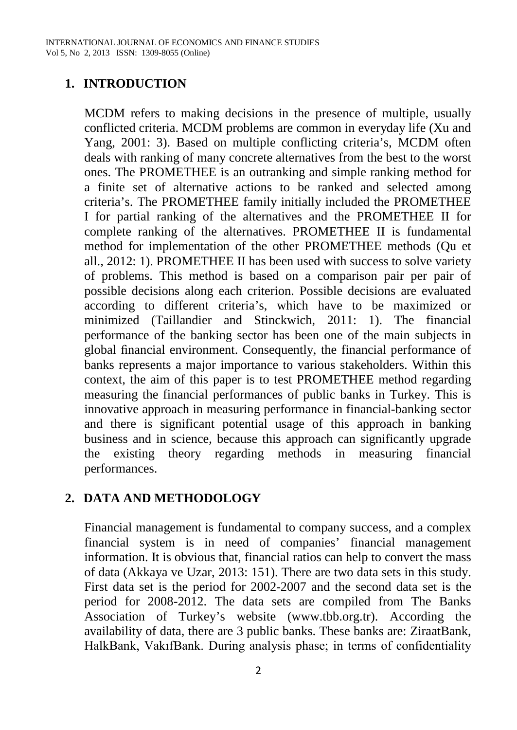## 1. INTRODUCTION

MCDM refers to making decisions in the presence of multiple, usually conflicted criteria. MCDM problems are common in everyday life (Xu and Yang, 2001: 3). Based on multiple conflicting criteria's, MCDM often deals with ranking of many concrete alternatives from the best to the worst ones. The PROMETHEE is an outranking and simple ranking method for a finite set of alternative actions to be ranked and selected among criteria's. The PROMETHEE family initially included the PROMETHEE I for partial ranking of the alternatives and the PROMETHEE II for complete ranking of the alternatives. PROMETHEE II is fundamental method for implementation of the other PROMETHEE methods (Qu et all., 2012: 1). PROMETHEE II has been used with success to solve variety of problems. This method is based on a comparison pair per pair of possible decisions along each criterion. Possible decisions are evaluated according to different criteria's, which have to be maximized or minimized (Taillandier and Stinckwich, 2011: 1). The financial performance of the banking sector has been one of the main subjects in global financial environment. Consequently, the financial performance of banks represents a major importance to various stakeholders. Within this context, the aim of this paper is to test PROMETHEE method regarding measuring the financial performances of public banks in Turkey. This is innovative approach in measuring performance in financial-banking sector and there is significant potential usage of this approach in banking business and in science, because this approach can significantly upgrade the existing theory regarding methods in measuring financial performances.

## 2. DATA AND METHODOLOGY

Financial management is fundamental to company success, and a complex financial system is in need of companies' financial management information. It is obvious that, financial ratios can help to convert the mass of data (Akkaya ve Uzar, 2013: 151). There are two data sets in this study. First data set is the period for 2002-2007 and the second data set is the period for 2008-2012. The data sets are compiled from The Banks Association of Turkey's website (www.tbb.org.tr). According the availability of data, there are 3 public banks. These banks are: ZiraatBank, HalkBank, VakıfBank. During analysis phase; in terms of confidentiality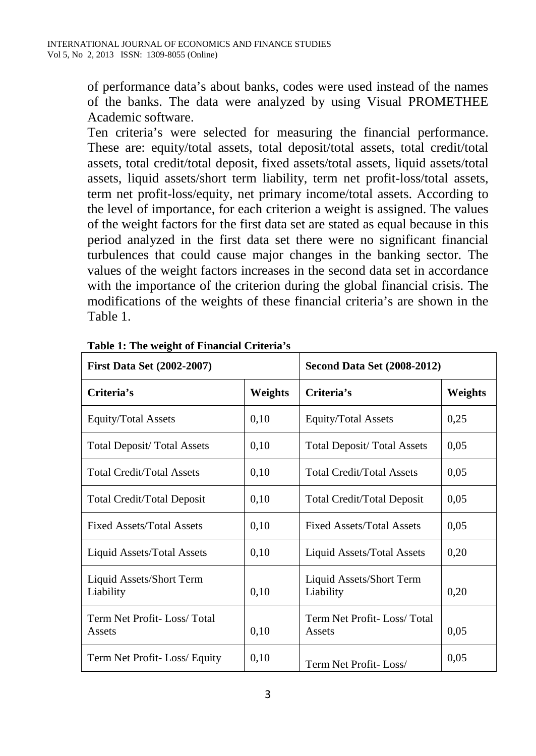of performance data's about banks, codes were used instead of the names of the banks. The data were analyzed by using Visual PROMETHEE Academic software.

Ten criteria's were selected for measuring the financial performance. These are: equity/total assets, total deposit/total assets, total credit/total assets, total credit/total deposit, fixed assets/total assets, liquid assets/total assets, liquid assets/short term liability, term net profit-loss/total assets, term net profit-loss/equity, net primary income/total assets. According to the level of importance, for each criterion a weight is assigned. The values of the weight factors for the first data set are stated as equal because in this period analyzed in the first data set there were no significant financial turbulences that could cause major changes in the banking sector. The values of the weight factors increases in the second data set in accordance with the importance of the criterion during the global financial crisis. The modifications of the weights of these financial criteria's are shown in the Table 1.

**Table 1: The weight of Financial Criteria's**

| **First Data Set (2002-2007)** | | **Second Data Set (2008-2012)** | |
|---|---|---|---|
| **Criteria's** | **Weights** | **Criteria's** | **Weights** |
| Equity/Total Assets | 0,10 | Equity/Total Assets | 0,25 |
| Total Deposit/ Total Assets | 0,10 | Total Deposit/ Total Assets | 0,05 |
| Total Credit/Total Assets | 0,10 | Total Credit/Total Assets | 0,05 |
| Total Credit/Total Deposit | 0,10 | Total Credit/Total Deposit | 0,05 |
| Fixed Assets/Total Assets | 0,10 | Fixed Assets/Total Assets | 0,05 |
| Liquid Assets/Total Assets | 0,10 | Liquid Assets/Total Assets | 0,20 |
| Liquid Assets/Short Term Liability | 0,10 | Liquid Assets/Short Term Liability | 0,20 |
| Term Net Profit- Loss/ Total Assets | 0,10 | Term Net Profit- Loss/ Total Assets | 0,05 |
| Term Net Profit- Loss/ Equity | 0,10 | Term Net Profit- Loss/ | 0,05 |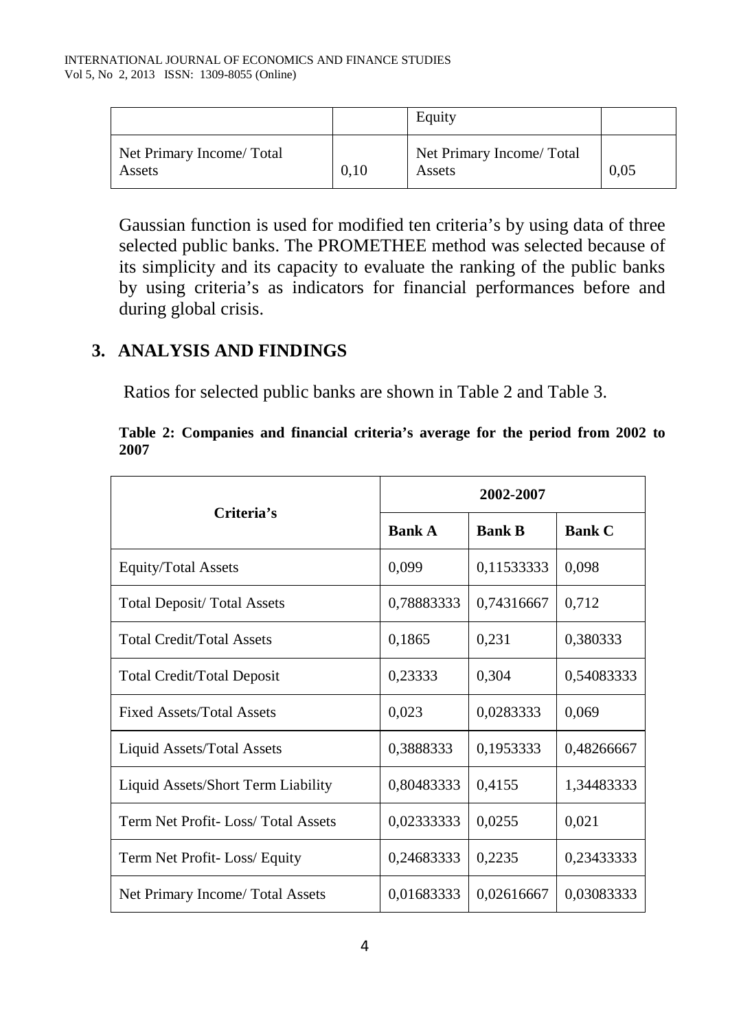|  |  | Equity |  |
|---|---|---|---|
| Net Primary Income/ Total Assets | 0,10 | Net Primary Income/ Total Assets | 0,05 |

Gaussian function is used for modified ten criteria's by using data of three selected public banks. The PROMETHEE method was selected because of its simplicity and its capacity to evaluate the ranking of the public banks by using criteria's as indicators for financial performances before and during global crisis.

## 3. ANALYSIS AND FINDINGS

Ratios for selected public banks are shown in Table 2 and Table 3.

**Table 2: Companies and financial criteria's average for the period from 2002 to 2007**

| Criteria's | 2002-2007 | | |
|---|---|---|---|
| | **Bank A** | **Bank B** | **Bank C** |
| Equity/Total Assets | 0,099 | 0,11533333 | 0,098 |
| Total Deposit/ Total Assets | 0,78883333 | 0,74316667 | 0,712 |
| Total Credit/Total Assets | 0,1865 | 0,231 | 0,380333 |
| Total Credit/Total Deposit | 0,23333 | 0,304 | 0,54083333 |
| Fixed Assets/Total Assets | 0,023 | 0,0283333 | 0,069 |
| Liquid Assets/Total Assets | 0,3888333 | 0,1953333 | 0,48266667 |
| Liquid Assets/Short Term Liability | 0,80483333 | 0,4155 | 1,34483333 |
| Term Net Profit- Loss/ Total Assets | 0,02333333 | 0,0255 | 0,021 |
| Term Net Profit- Loss/ Equity | 0,24683333 | 0,2235 | 0,23433333 |
| Net Primary Income/ Total Assets | 0,01683333 | 0,02616667 | 0,03083333 |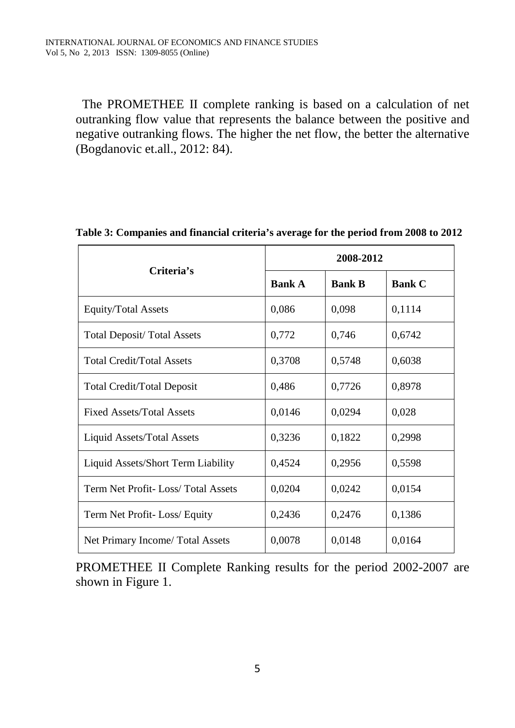The PROMETHEE II complete ranking is based on a calculation of net outranking flow value that represents the balance between the positive and negative outranking flows. The higher the net flow, the better the alternative (Bogdanovic et.all., 2012: 84).

**Table 3: Companies and financial criteria's average for the period from 2008 to 2012**

| Criteria's | 2008-2012 | | |
|---|---|---|---|
| | **Bank A** | **Bank B** | **Bank C** |
| Equity/Total Assets | 0,086 | 0,098 | 0,1114 |
| Total Deposit/ Total Assets | 0,772 | 0,746 | 0,6742 |
| Total Credit/Total Assets | 0,3708 | 0,5748 | 0,6038 |
| Total Credit/Total Deposit | 0,486 | 0,7726 | 0,8978 |
| Fixed Assets/Total Assets | 0,0146 | 0,0294 | 0,028 |
| Liquid Assets/Total Assets | 0,3236 | 0,1822 | 0,2998 |
| Liquid Assets/Short Term Liability | 0,4524 | 0,2956 | 0,5598 |
| Term Net Profit- Loss/ Total Assets | 0,0204 | 0,0242 | 0,0154 |
| Term Net Profit- Loss/ Equity | 0,2436 | 0,2476 | 0,1386 |
| Net Primary Income/ Total Assets | 0,0078 | 0,0148 | 0,0164 |

PROMETHEE II Complete Ranking results for the period 2002-2007 are shown in Figure 1.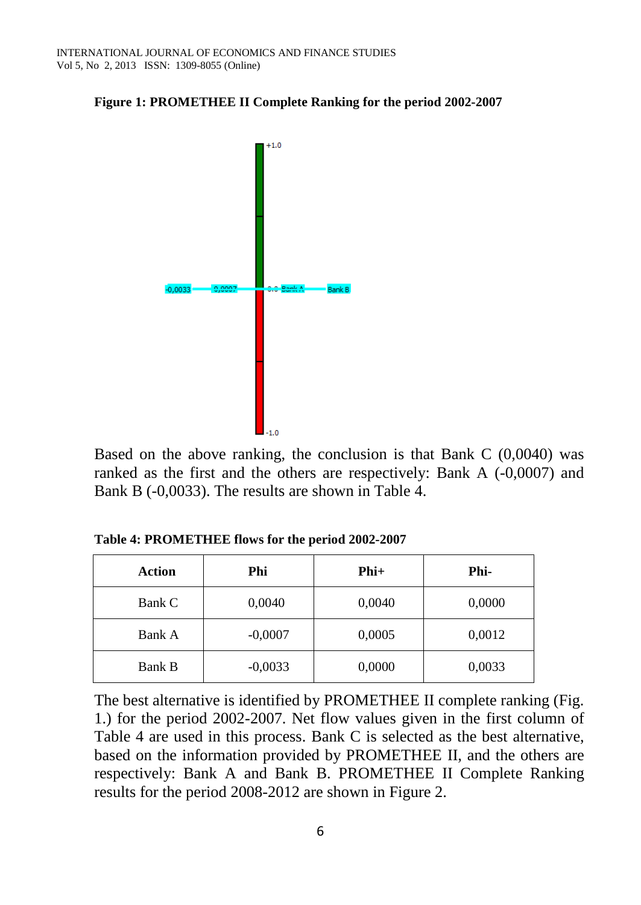**Figure 1: PROMETHEE II Complete Ranking for the period 2002-2007**

Based on the above ranking, the conclusion is that Bank C (0,0040) was ranked as the first and the others are respectively: Bank A (-0,0007) and Bank B (-0,0033). The results are shown in Table 4.

**Table 4: PROMETHEE flows for the period 2002-2007**

| Action | Phi | Phi+ | Phi- |
|---|---|---|---|
| Bank C | 0,0040 | 0,0040 | 0,0000 |
| Bank A | -0,0007 | 0,0005 | 0,0012 |
| Bank B | -0,0033 | 0,0000 | 0,0033 |

The best alternative is identified by PROMETHEE II complete ranking (Fig. 1.) for the period 2002-2007. Net flow values given in the first column of Table 4 are used in this process. Bank C is selected as the best alternative, based on the information provided by PROMETHEE II, and the others are respectively: Bank A and Bank B. PROMETHEE II Complete Ranking results for the period 2008-2012 are shown in Figure 2.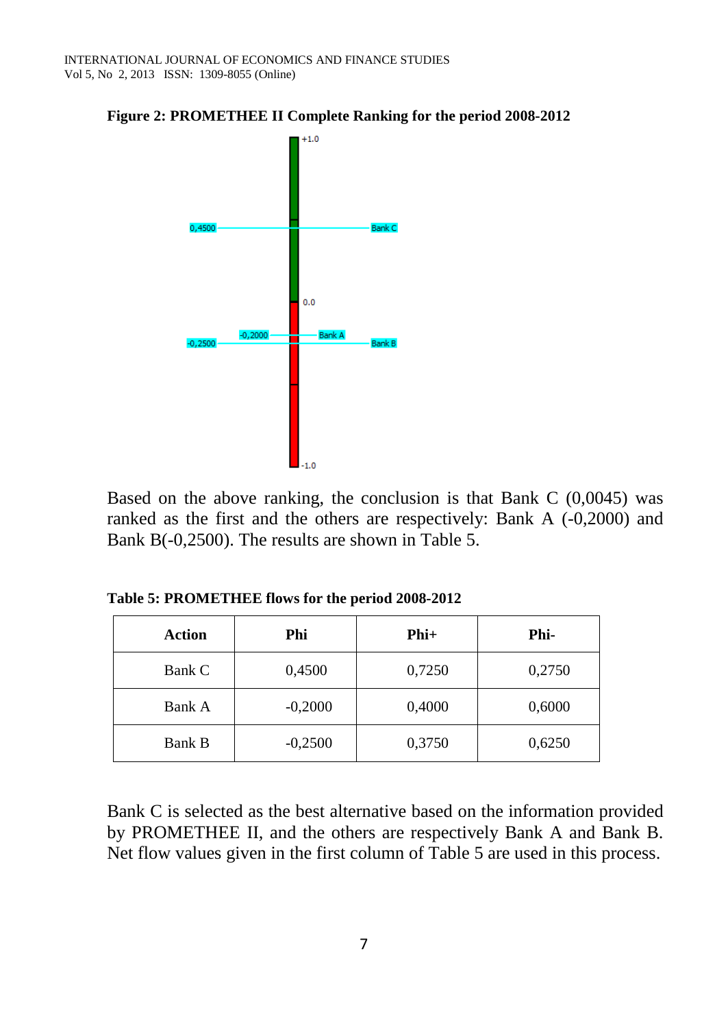**Figure 2: PROMETHEE II Complete Ranking for the period 2008-2012**

Based on the above ranking, the conclusion is that Bank C (0,0045) was ranked as the first and the others are respectively: Bank A (-0,2000) and Bank B(-0,2500). The results are shown in Table 5.

**Table 5: PROMETHEE flows for the period 2008-2012**

| Action | Phi | Phi+ | Phi- |
|---|---|---|---|
| Bank C | 0,4500 | 0,7250 | 0,2750 |
| Bank A | -0,2000 | 0,4000 | 0,6000 |
| Bank B | -0,2500 | 0,3750 | 0,6250 |

Bank C is selected as the best alternative based on the information provided by PROMETHEE II, and the others are respectively Bank A and Bank B. Net flow values given in the first column of Table 5 are used in this process.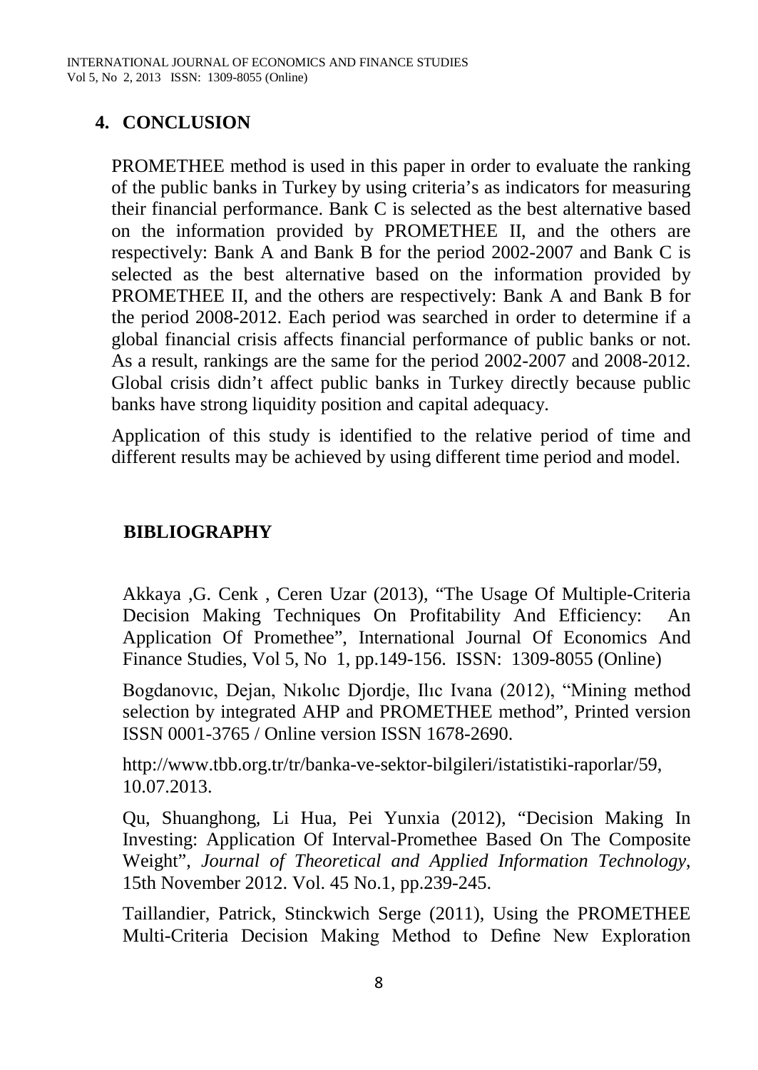## 4. CONCLUSION

PROMETHEE method is used in this paper in order to evaluate the ranking of the public banks in Turkey by using criteria's as indicators for measuring their financial performance. Bank C is selected as the best alternative based on the information provided by PROMETHEE II, and the others are respectively: Bank A and Bank B for the period 2002-2007 and Bank C is selected as the best alternative based on the information provided by PROMETHEE II, and the others are respectively: Bank A and Bank B for the period 2008-2012. Each period was searched in order to determine if a global financial crisis affects financial performance of public banks or not. As a result, rankings are the same for the period 2002-2007 and 2008-2012. Global crisis didn't affect public banks in Turkey directly because public banks have strong liquidity position and capital adequacy.

Application of this study is identified to the relative period of time and different results may be achieved by using different time period and model.

## BIBLIOGRAPHY

Akkaya ,G. Cenk , Ceren Uzar (2013), "The Usage Of Multiple-Criteria Decision Making Techniques On Profitability And Efficiency: An Application Of Promethee", International Journal Of Economics And Finance Studies, Vol 5, No 1, pp.149-156. ISSN: 1309-8055 (Online)

Bogdanovıc, Dejan, Nıkolıc Djordje, Ilıc Ivana (2012), "Mining method selection by integrated AHP and PROMETHEE method", Printed version ISSN 0001-3765 / Online version ISSN 1678-2690.

http://www.tbb.org.tr/tr/banka-ve-sektor-bilgileri/istatistiki-raporlar/59, 10.07.2013.

Qu, Shuanghong, Li Hua, Pei Yunxia (2012), "Decision Making In Investing: Application Of Interval-Promethee Based On The Composite Weight", *Journal of Theoretical and Applied Information Technology*, 15th November 2012. Vol. 45 No.1, pp.239-245.

Taillandier, Patrick, Stinckwich Serge (2011), Using the PROMETHEE Multi-Criteria Decision Making Method to Define New Exploration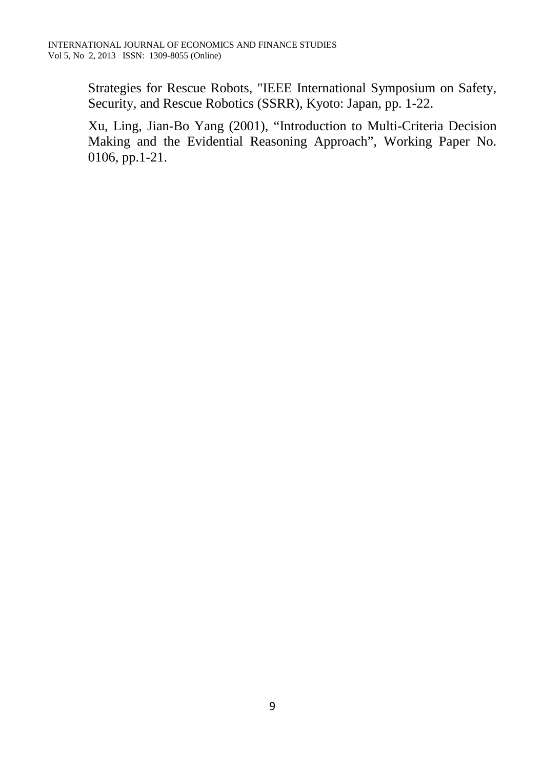Strategies for Rescue Robots, "IEEE International Symposium on Safety, Security, and Rescue Robotics (SSRR), Kyoto: Japan, pp. 1-22.

Xu, Ling, Jian-Bo Yang (2001), “Introduction to Multi-Criteria Decision Making and the Evidential Reasoning Approach”, Working Paper No. 0106, pp.1-21.